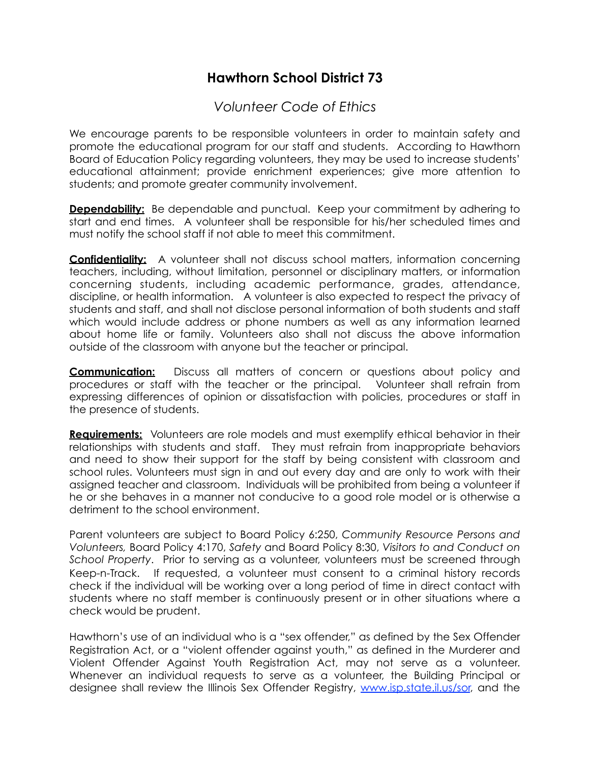# Hawthorn School District 73

## *Volunteer Code of Ethics*

We encourage parents to be responsible volunteers in order to maintain safety and promote the educational program for our staff and students. According to Hawthorn Board of Education Policy regarding volunteers, they may be used to increase students' educational attainment; provide enrichment experiences; give more attention to students; and promote greater community involvement.

**Dependability:** Be dependable and punctual. Keep your commitment by adhering to start and end times. A volunteer shall be responsible for his/her scheduled times and must notify the school staff if not able to meet this commitment.

**Confidentiality:** A volunteer shall not discuss school matters, information concerning teachers, including, without limitation, personnel or disciplinary matters, or information concerning students, including academic performance, grades, attendance, discipline, or health information. A volunteer is also expected to respect the privacy of students and staff, and shall not disclose personal information of both students and staff which would include address or phone numbers as well as any information learned about home life or family. Volunteers also shall not discuss the above information outside of the classroom with anyone but the teacher or principal.

**Communication:** Discuss all matters of concern or questions about policy and procedures or staff with the teacher or the principal. Volunteer shall refrain from expressing differences of opinion or dissatisfaction with policies, procedures or staff in the presence of students.

**Requirements:** Volunteers are role models and must exemplify ethical behavior in their relationships with students and staff. They must refrain from inappropriate behaviors and need to show their support for the staff by being consistent with classroom and school rules. Volunteers must sign in and out every day and are only to work with their assigned teacher and classroom. Individuals will be prohibited from being a volunteer if he or she behaves in a manner not conducive to a good role model or is otherwise a detriment to the school environment.

Parent volunteers are subject to Board Policy 6:250, *Community Resource Persons and Volunteers,* Board Policy 4:170, *Safety* and Board Policy 8:30, *Visitors to and Conduct on School Property*. Prior to serving as a volunteer, volunteers must be screened through Keep-n-Track. If requested, a volunteer must consent to a criminal history records check if the individual will be working over a long period of time in direct contact with students where no staff member is continuously present or in other situations where a check would be prudent.

Hawthorn's use of an individual who is a "sex offender," as defined by the Sex Offender Registration Act, or a "violent offender against youth," as defined in the Murderer and Violent Offender Against Youth Registration Act, may not serve as a volunteer. Whenever an individual requests to serve as a volunteer, the Building Principal or designee shall review the Illinois Sex Offender Registry, [www.isp.state.il.us/sor](http://www.isp.state.il.us/sor), and the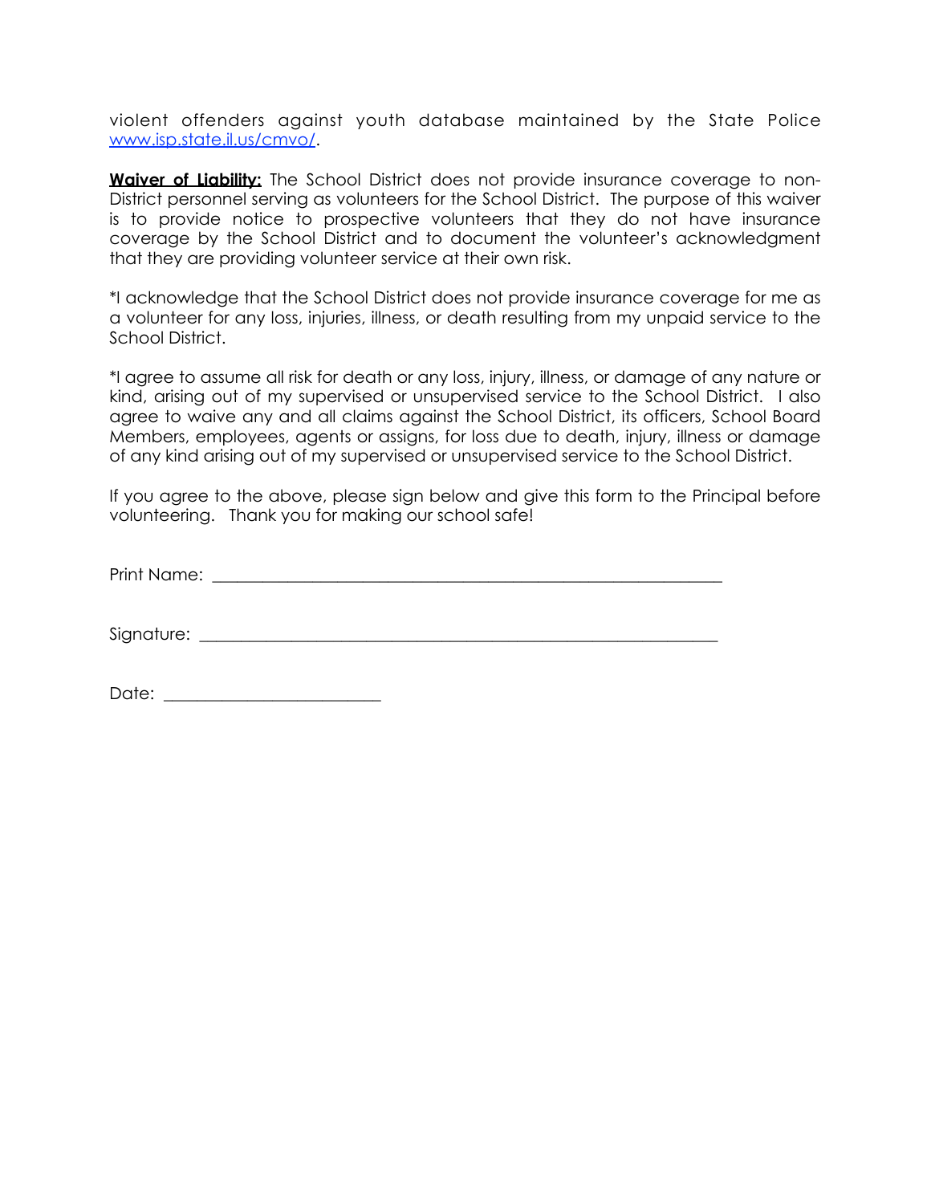violent offenders against youth database maintained by the State Police [www.isp.state.il.us/cmvo/](http://www.isp.state.il.us/cmvo/).

**Waiver of Liability:** The School District does not provide insurance coverage to non-District personnel serving as volunteers for the School District. The purpose of this waiver is to provide notice to prospective volunteers that they do not have insurance coverage by the School District and to document the volunteer's acknowledgment that they are providing volunteer service at their own risk.

*I acknowledge that the School District does not provide insurance coverage for me as a volunteer for any loss, injuries, illness, or death resulting from my unpaid service to the School District.

*I agree to assume all risk for death or any loss, injury, illness, or damage of any nature or kind, arising out of my supervised or unsupervised service to the School District. I also agree to waive any and all claims against the School District, its officers, School Board Members, employees, agents or assigns, for loss due to death, injury, illness or damage of any kind arising out of my supervised or unsupervised service to the School District.

If you agree to the above, please sign below and give this form to the Principal before volunteering. Thank you for making our school safe!

Print Name: ______________________________________________________________

Signature: _______________________________________________________________

Date: _________________________